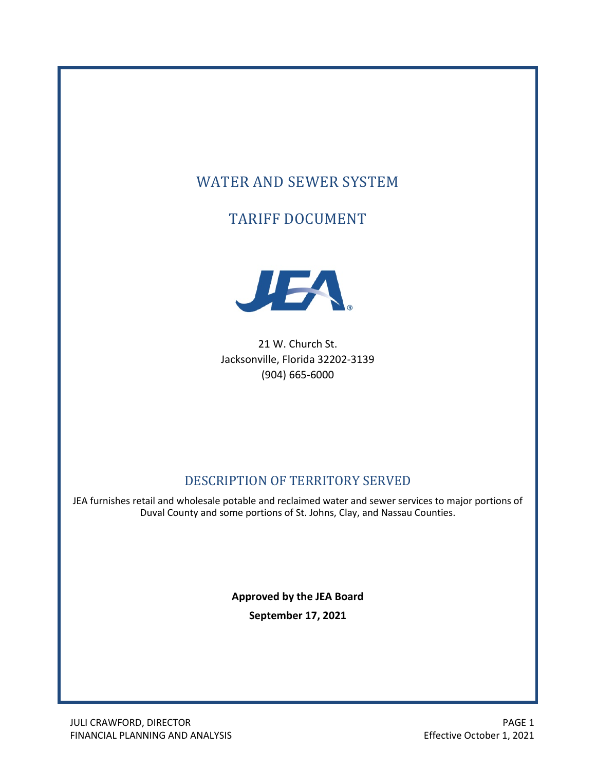# WATER AND SEWER SYSTEM

# TARIFF DOCUMENT

21 W. Church St.
Jacksonville, Florida 32202-3139
(904) 665-6000

## DESCRIPTION OF TERRITORY SERVED

JEA furnishes retail and wholesale potable and reclaimed water and sewer services to major portions of Duval County and some portions of St. Johns, Clay, and Nassau Counties.

**Approved by the JEA Board**

**September 17, 2021**

JULI CRAWFORD, DIRECTOR
FINANCIAL PLANNING AND ANALYSIS

Effective October 1, 2021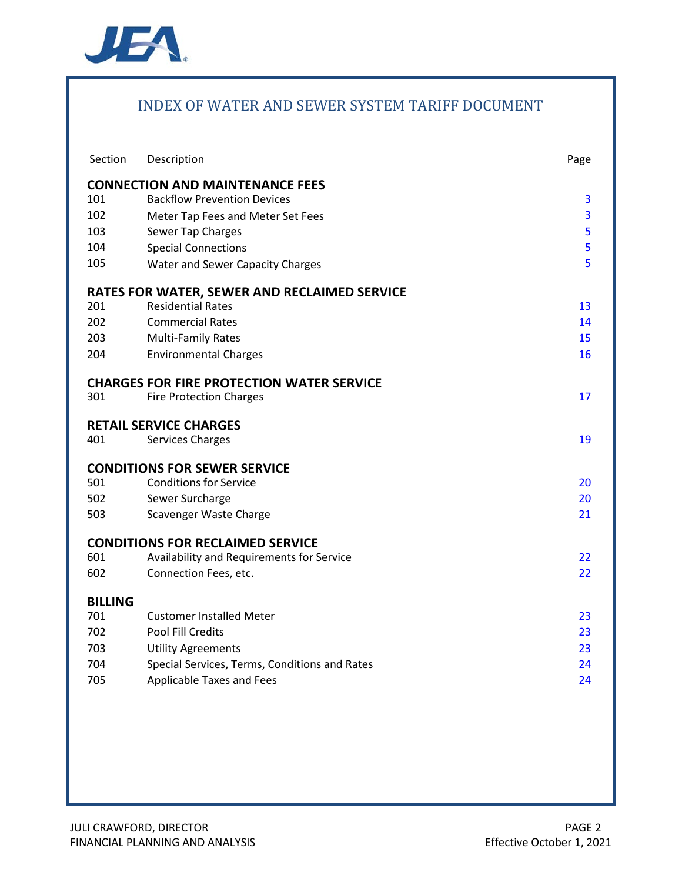# INDEX OF WATER AND SEWER SYSTEM TARIFF DOCUMENT

| Section | Description | Page |
|---|---|---|
| **CONNECTION AND MAINTENANCE FEES** | | |
| 101 | Backflow Prevention Devices | 3 |
| 102 | Meter Tap Fees and Meter Set Fees | 3 |
| 103 | Sewer Tap Charges | 5 |
| 104 | Special Connections | 5 |
| 105 | Water and Sewer Capacity Charges | 5 |
| **RATES FOR WATER, SEWER AND RECLAIMED SERVICE** | | |
| 201 | Residential Rates | 13 |
| 202 | Commercial Rates | 14 |
| 203 | Multi-Family Rates | 15 |
| 204 | Environmental Charges | 16 |
| **CHARGES FOR FIRE PROTECTION WATER SERVICE** | | |
| 301 | Fire Protection Charges | 17 |
| **RETAIL SERVICE CHARGES** | | |
| 401 | Services Charges | 19 |
| **CONDITIONS FOR SEWER SERVICE** | | |
| 501 | Conditions for Service | 20 |
| 502 | Sewer Surcharge | 20 |
| 503 | Scavenger Waste Charge | 21 |
| **CONDITIONS FOR RECLAIMED SERVICE** | | |
| 601 | Availability and Requirements for Service | 22 |
| 602 | Connection Fees, etc. | 22 |
| **BILLING** | | |
| 701 | Customer Installed Meter | 23 |
| 702 | Pool Fill Credits | 23 |
| 703 | Utility Agreements | 23 |
| 704 | Special Services, Terms, Conditions and Rates | 24 |
| 705 | Applicable Taxes and Fees | 24 |

JULI CRAWFORD, DIRECTOR
FINANCIAL PLANNING AND ANALYSIS

Effective October 1, 2021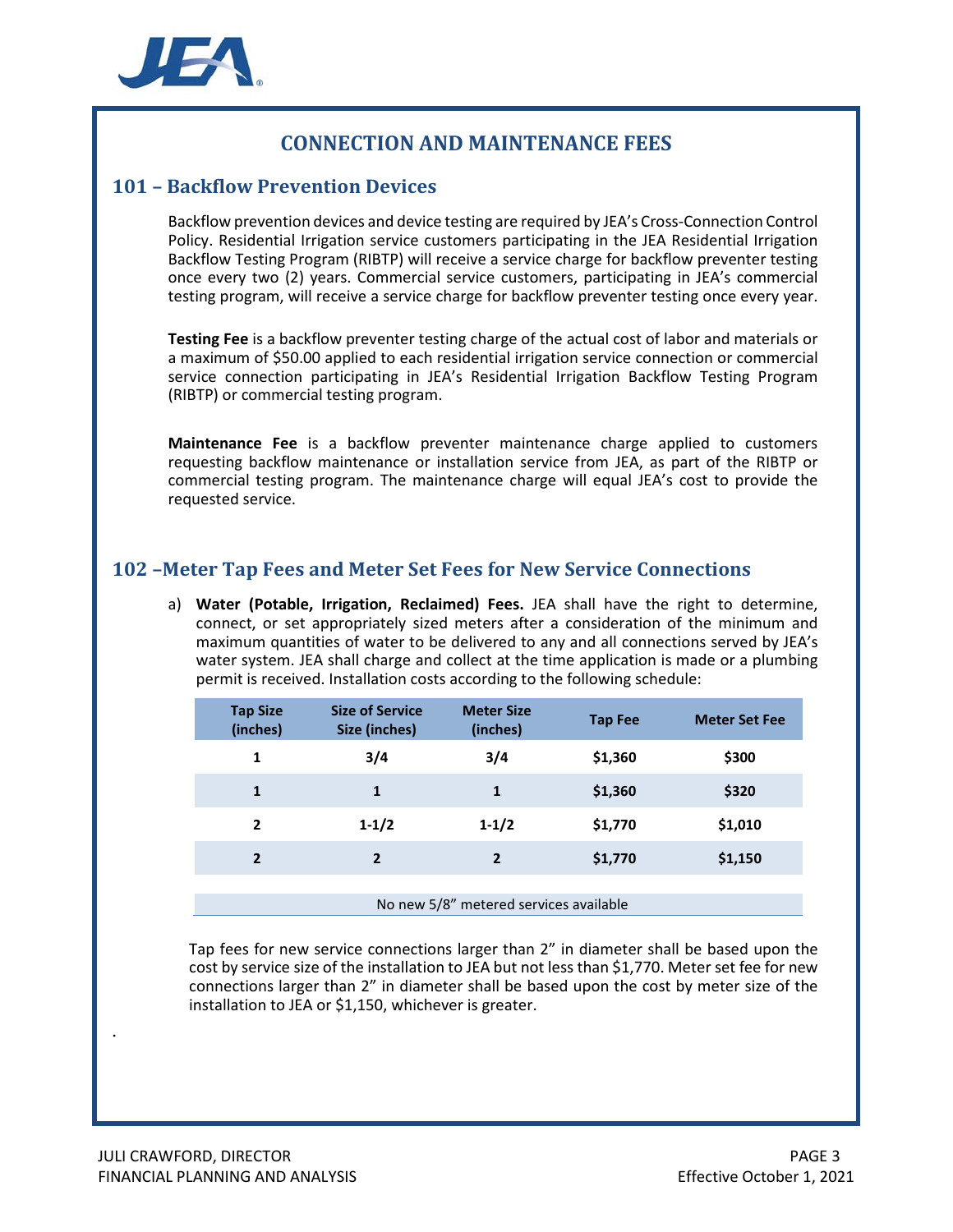# CONNECTION AND MAINTENANCE FEES

## 101 – Backflow Prevention Devices

Backflow prevention devices and device testing are required by JEA's Cross-Connection Control Policy. Residential Irrigation service customers participating in the JEA Residential Irrigation Backflow Testing Program (RIBTP) will receive a service charge for backflow preventer testing once every two (2) years. Commercial service customers, participating in JEA's commercial testing program, will receive a service charge for backflow preventer testing once every year.

**Testing Fee** is a backflow preventer testing charge of the actual cost of labor and materials or a maximum of $50.00 applied to each residential irrigation service connection or commercial service connection participating in JEA's Residential Irrigation Backflow Testing Program (RIBTP) or commercial testing program.

**Maintenance Fee** is a backflow preventer maintenance charge applied to customers requesting backflow maintenance or installation service from JEA, as part of the RIBTP or commercial testing program. The maintenance charge will equal JEA's cost to provide the requested service.

## 102 –Meter Tap Fees and Meter Set Fees for New Service Connections

a) **Water (Potable, Irrigation, Reclaimed) Fees.** JEA shall have the right to determine, connect, or set appropriately sized meters after a consideration of the minimum and maximum quantities of water to be delivered to any and all connections served by JEA's water system. JEA shall charge and collect at the time application is made or a plumbing permit is received. Installation costs according to the following schedule:

| Tap Size (inches) | Size of Service Size (inches) | Meter Size (inches) | Tap Fee | Meter Set Fee |
|---|---|---|---|---|
| 1 | 3/4 | 3/4 | $1,360 | $300 |
| 1 | 1 | 1 | $1,360 | $320 |
| 2 | 1-1/2 | 1-1/2 | $1,770 | $1,010 |
| 2 | 2 | 2 | $1,770 | $1,150 |
| No new 5/8" metered services available | | | | |

Tap fees for new service connections larger than 2" in diameter shall be based upon the cost by service size of the installation to JEA but not less than $1,770. Meter set fee for new connections larger than 2" in diameter shall be based upon the cost by meter size of the installation to JEA or $1,150, whichever is greater.

JULI CRAWFORD, DIRECTOR
FINANCIAL PLANNING AND ANALYSIS

Effective October 1, 2021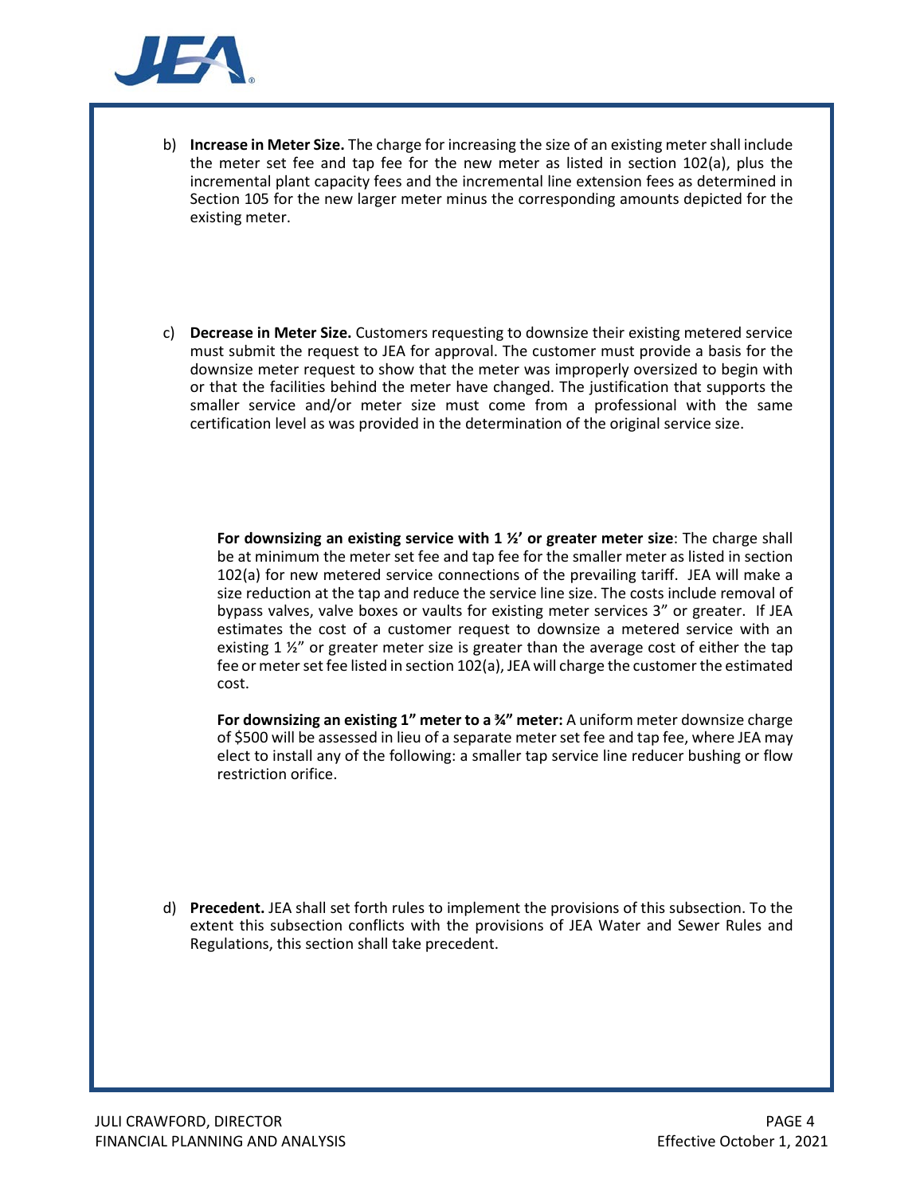b) **Increase in Meter Size.** The charge for increasing the size of an existing meter shall include the meter set fee and tap fee for the new meter as listed in section 102(a), plus the incremental plant capacity fees and the incremental line extension fees as determined in Section 105 for the new larger meter minus the corresponding amounts depicted for the existing meter.

c) **Decrease in Meter Size.** Customers requesting to downsize their existing metered service must submit the request to JEA for approval. The customer must provide a basis for the downsize meter request to show that the meter was improperly oversized to begin with or that the facilities behind the meter have changed. The justification that supports the smaller service and/or meter size must come from a professional with the same certification level as was provided in the determination of the original service size.

**For downsizing an existing service with 1 ½' or greater meter size**: The charge shall be at minimum the meter set fee and tap fee for the smaller meter as listed in section 102(a) for new metered service connections of the prevailing tariff. JEA will make a size reduction at the tap and reduce the service line size. The costs include removal of bypass valves, valve boxes or vaults for existing meter services 3" or greater. If JEA estimates the cost of a customer request to downsize a metered service with an existing 1 ½" or greater meter size is greater than the average cost of either the tap fee or meter set fee listed in section 102(a), JEA will charge the customer the estimated cost.

**For downsizing an existing 1" meter to a ¾" meter:** A uniform meter downsize charge of $500 will be assessed in lieu of a separate meter set fee and tap fee, where JEA may elect to install any of the following: a smaller tap service line reducer bushing or flow restriction orifice.

d) **Precedent.** JEA shall set forth rules to implement the provisions of this subsection. To the extent this subsection conflicts with the provisions of JEA Water and Sewer Rules and Regulations, this section shall take precedent.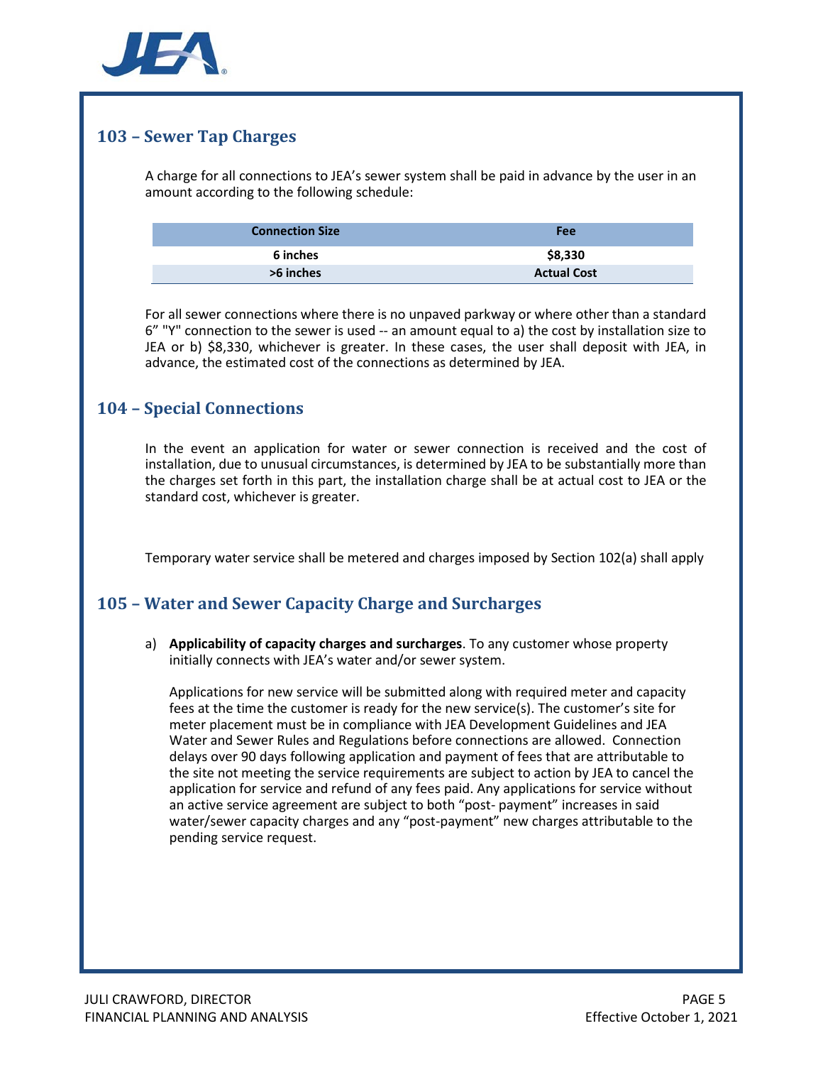## 103 – Sewer Tap Charges

A charge for all connections to JEA's sewer system shall be paid in advance by the user in an amount according to the following schedule:

| Connection Size | Fee |
|---|---|
| 6 inches | $8,330 |
| >6 inches | Actual Cost |

For all sewer connections where there is no unpaved parkway or where other than a standard 6" "Y" connection to the sewer is used -- an amount equal to a) the cost by installation size to JEA or b) $8,330, whichever is greater. In these cases, the user shall deposit with JEA, in advance, the estimated cost of the connections as determined by JEA.

## 104 – Special Connections

In the event an application for water or sewer connection is received and the cost of installation, due to unusual circumstances, is determined by JEA to be substantially more than the charges set forth in this part, the installation charge shall be at actual cost to JEA or the standard cost, whichever is greater.

Temporary water service shall be metered and charges imposed by Section 102(a) shall apply

## 105 – Water and Sewer Capacity Charge and Surcharges

a) **Applicability of capacity charges and surcharges**. To any customer whose property initially connects with JEA's water and/or sewer system.

Applications for new service will be submitted along with required meter and capacity fees at the time the customer is ready for the new service(s). The customer's site for meter placement must be in compliance with JEA Development Guidelines and JEA Water and Sewer Rules and Regulations before connections are allowed. Connection delays over 90 days following application and payment of fees that are attributable to the site not meeting the service requirements are subject to action by JEA to cancel the application for service and refund of any fees paid. Any applications for service without an active service agreement are subject to both "post- payment" increases in said water/sewer capacity charges and any "post-payment" new charges attributable to the pending service request.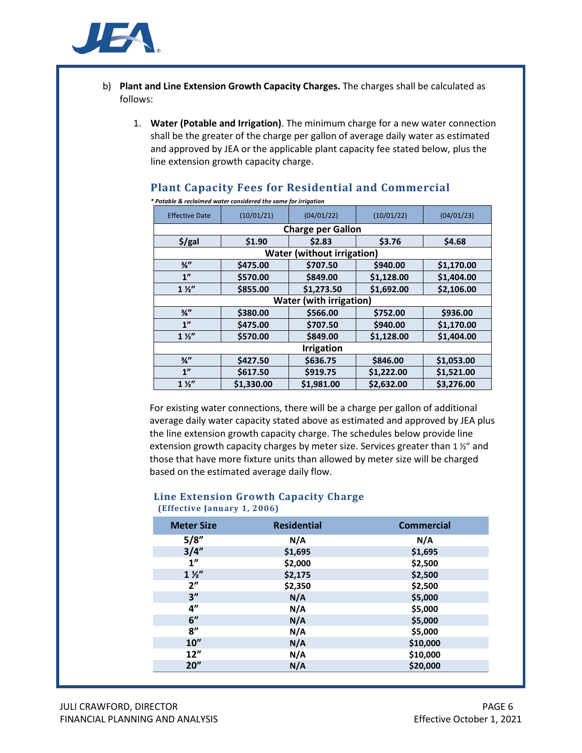b) **Plant and Line Extension Growth Capacity Charges.** The charges shall be calculated as follows:

1. **Water (Potable and Irrigation)**. The minimum charge for a new water connection shall be the greater of the charge per gallon of average daily water as estimated and approved by JEA or the applicable plant capacity fee stated below, plus the line extension growth capacity charge.

### Plant Capacity Fees for Residential and Commercial

*\* Potable & reclaimed water considered the same for irrigation*

| Effective Date | (10/01/21) | (04/01/22) | (10/01/22) | (04/01/23) |
|---|---|---|---|---|
| **Charge per Gallon** | | | | |
| **$/gal** | **$1.90** | **$2.83** | **$3.76** | **$4.68** |
| **Water (without irrigation)** | | | | |
| **¾"** | **$475.00** | **$707.50** | **$940.00** | **$1,170.00** |
| **1"** | **$570.00** | **$849.00** | **$1,128.00** | **$1,404.00** |
| **1 ½"** | **$855.00** | **$1,273.50** | **$1,692.00** | **$2,106.00** |
| **Water (with irrigation)** | | | | |
| **¾"** | **$380.00** | **$566.00** | **$752.00** | **$936.00** |
| **1"** | **$475.00** | **$707.50** | **$940.00** | **$1,170.00** |
| **1 ½"** | **$570.00** | **$849.00** | **$1,128.00** | **$1,404.00** |
| **Irrigation** | | | | |
| **¾"** | **$427.50** | **$636.75** | **$846.00** | **$1,053.00** |
| **1"** | **$617.50** | **$919.75** | **$1,222.00** | **$1,521.00** |
| **1 ½"** | **$1,330.00** | **$1,981.00** | **$2,632.00** | **$3,276.00** |

For existing water connections, there will be a charge per gallon of additional average daily water capacity stated above as estimated and approved by JEA plus the line extension growth capacity charge. The schedules below provide line extension growth capacity charges by meter size. Services greater than 1 ½" and those that have more fixture units than allowed by meter size will be charged based on the estimated average daily flow.

### Line Extension Growth Capacity Charge
**(Effective January 1, 2006)**

| Meter Size | Residential | Commercial |
|---|---|---|
| **5/8"** | **N/A** | **N/A** |
| **3/4"** | **$1,695** | **$1,695** |
| **1"** | **$2,000** | **$2,500** |
| **1 ½"** | **$2,175** | **$2,500** |
| **2"** | **$2,350** | **$2,500** |
| **3"** | **N/A** | **$5,000** |
| **4"** | **N/A** | **$5,000** |
| **6"** | **N/A** | **$5,000** |
| **8"** | **N/A** | **$5,000** |
| **10"** | **N/A** | **$10,000** |
| **12"** | **N/A** | **$10,000** |
| **20"** | **N/A** | **$20,000** |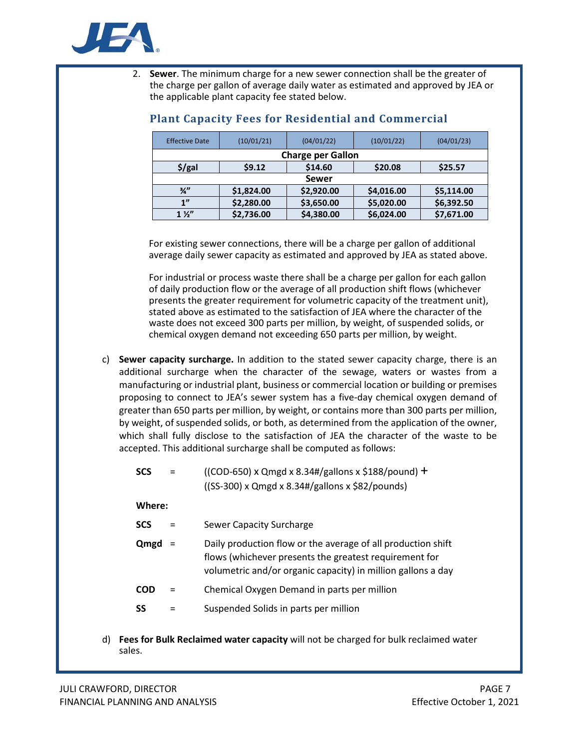2. **Sewer**. The minimum charge for a new sewer connection shall be the greater of the charge per gallon of average daily water as estimated and approved by JEA or the applicable plant capacity fee stated below.

### Plant Capacity Fees for Residential and Commercial

| Effective Date | (10/01/21) | (04/01/22) | (10/01/22) | (04/01/23) |
|---|---|---|---|---|
| **Charge per Gallon** | | | | |
| **$/gal** | **$9.12** | **$14.60** | **$20.08** | **$25.57** |
| **Sewer** | | | | |
| **¾"** | **$1,824.00** | **$2,920.00** | **$4,016.00** | **$5,114.00** |
| **1"** | **$2,280.00** | **$3,650.00** | **$5,020.00** | **$6,392.50** |
| **1 ½"** | **$2,736.00** | **$4,380.00** | **$6,024.00** | **$7,671.00** |

For existing sewer connections, there will be a charge per gallon of additional average daily sewer capacity as estimated and approved by JEA as stated above.

For industrial or process waste there shall be a charge per gallon for each gallon of daily production flow or the average of all production shift flows (whichever presents the greater requirement for volumetric capacity of the treatment unit), stated above as estimated to the satisfaction of JEA where the character of the waste does not exceed 300 parts per million, by weight, of suspended solids, or chemical oxygen demand not exceeding 650 parts per million, by weight.

c) **Sewer capacity surcharge.** In addition to the stated sewer capacity charge, there is an additional surcharge when the character of the sewage, waters or wastes from a manufacturing or industrial plant, business or commercial location or building or premises proposing to connect to JEA's sewer system has a five-day chemical oxygen demand of greater than 650 parts per million, by weight, or contains more than 300 parts per million, by weight, of suspended solids, or both, as determined from the application of the owner, which shall fully disclose to the satisfaction of JEA the character of the waste to be accepted. This additional surcharge shall be computed as follows:

**SCS** = ((COD-650) x Qmgd x 8.34#/gallons x $188/pound) +
((SS-300) x Qmgd x 8.34#/gallons x $82/pounds)

**Where:**

**SCS** = Sewer Capacity Surcharge

**Qmgd** = Daily production flow or the average of all production shift flows (whichever presents the greatest requirement for volumetric and/or organic capacity) in million gallons a day

**COD** = Chemical Oxygen Demand in parts per million

**SS** = Suspended Solids in parts per million

d) **Fees for Bulk Reclaimed water capacity** will not be charged for bulk reclaimed water sales.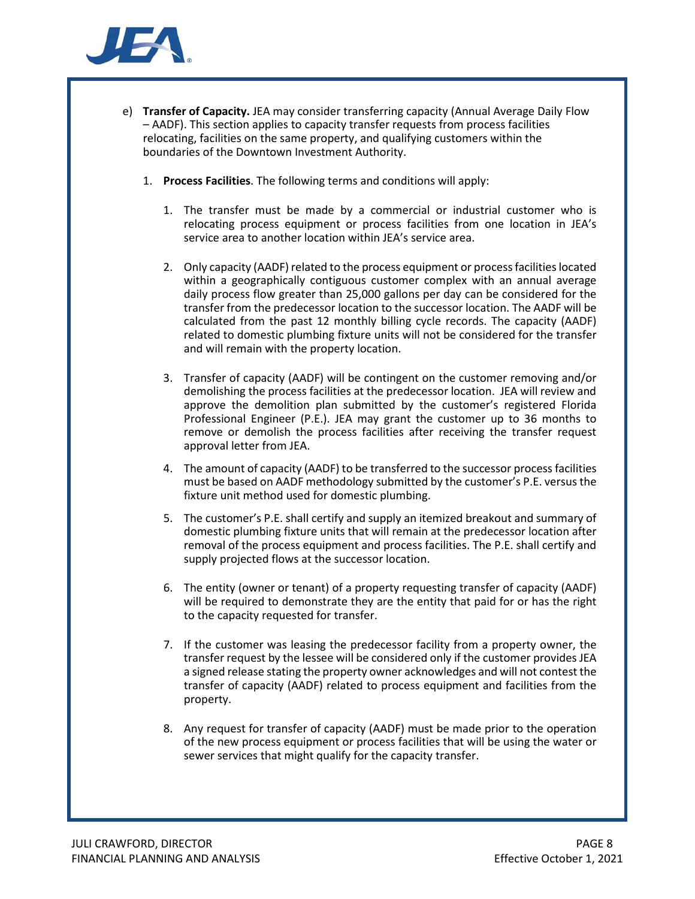e) **Transfer of Capacity.** JEA may consider transferring capacity (Annual Average Daily Flow – AADF). This section applies to capacity transfer requests from process facilities relocating, facilities on the same property, and qualifying customers within the boundaries of the Downtown Investment Authority.

1. **Process Facilities**. The following terms and conditions will apply:

    1. The transfer must be made by a commercial or industrial customer who is relocating process equipment or process facilities from one location in JEA's service area to another location within JEA's service area.

    2. Only capacity (AADF) related to the process equipment or process facilities located within a geographically contiguous customer complex with an annual average daily process flow greater than 25,000 gallons per day can be considered for the transfer from the predecessor location to the successor location. The AADF will be calculated from the past 12 monthly billing cycle records. The capacity (AADF) related to domestic plumbing fixture units will not be considered for the transfer and will remain with the property location.

    3. Transfer of capacity (AADF) will be contingent on the customer removing and/or demolishing the process facilities at the predecessor location. JEA will review and approve the demolition plan submitted by the customer's registered Florida Professional Engineer (P.E.). JEA may grant the customer up to 36 months to remove or demolish the process facilities after receiving the transfer request approval letter from JEA.

    4. The amount of capacity (AADF) to be transferred to the successor process facilities must be based on AADF methodology submitted by the customer's P.E. versus the fixture unit method used for domestic plumbing.

    5. The customer's P.E. shall certify and supply an itemized breakout and summary of domestic plumbing fixture units that will remain at the predecessor location after removal of the process equipment and process facilities. The P.E. shall certify and supply projected flows at the successor location.

    6. The entity (owner or tenant) of a property requesting transfer of capacity (AADF) will be required to demonstrate they are the entity that paid for or has the right to the capacity requested for transfer.

    7. If the customer was leasing the predecessor facility from a property owner, the transfer request by the lessee will be considered only if the customer provides JEA a signed release stating the property owner acknowledges and will not contest the transfer of capacity (AADF) related to process equipment and facilities from the property.

    8. Any request for transfer of capacity (AADF) must be made prior to the operation of the new process equipment or process facilities that will be using the water or sewer services that might qualify for the capacity transfer.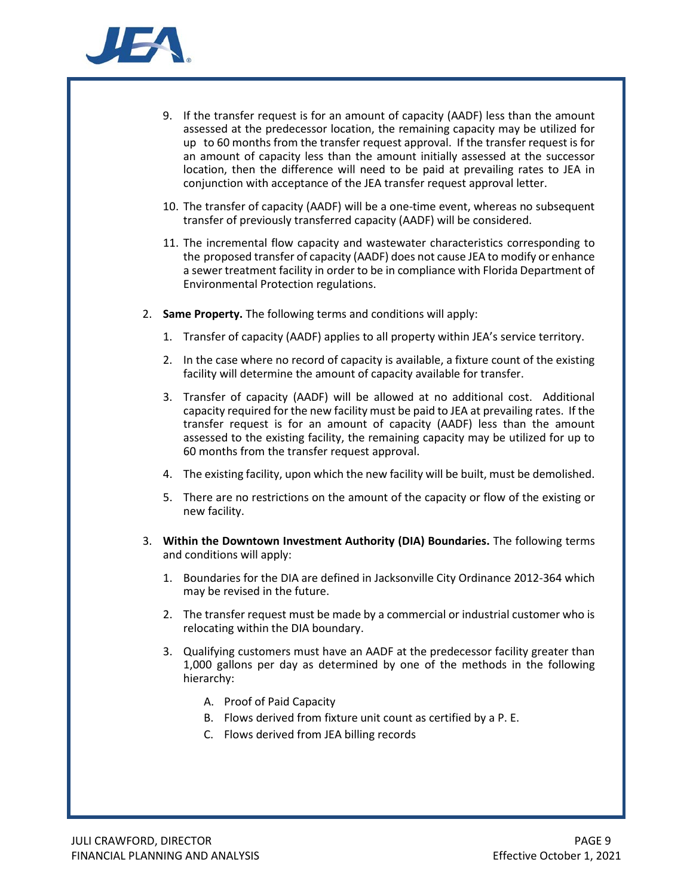9. If the transfer request is for an amount of capacity (AADF) less than the amount assessed at the predecessor location, the remaining capacity may be utilized for up to 60 months from the transfer request approval. If the transfer request is for an amount of capacity less than the amount initially assessed at the successor location, then the difference will need to be paid at prevailing rates to JEA in conjunction with acceptance of the JEA transfer request approval letter.

10. The transfer of capacity (AADF) will be a one-time event, whereas no subsequent transfer of previously transferred capacity (AADF) will be considered.

11. The incremental flow capacity and wastewater characteristics corresponding to the proposed transfer of capacity (AADF) does not cause JEA to modify or enhance a sewer treatment facility in order to be in compliance with Florida Department of Environmental Protection regulations.

2. **Same Property.** The following terms and conditions will apply:

   1. Transfer of capacity (AADF) applies to all property within JEA's service territory.
   2. In the case where no record of capacity is available, a fixture count of the existing facility will determine the amount of capacity available for transfer.
   3. Transfer of capacity (AADF) will be allowed at no additional cost. Additional capacity required for the new facility must be paid to JEA at prevailing rates. If the transfer request is for an amount of capacity (AADF) less than the amount assessed to the existing facility, the remaining capacity may be utilized for up to 60 months from the transfer request approval.
   4. The existing facility, upon which the new facility will be built, must be demolished.
   5. There are no restrictions on the amount of the capacity or flow of the existing or new facility.

3. **Within the Downtown Investment Authority (DIA) Boundaries.** The following terms and conditions will apply:

   1. Boundaries for the DIA are defined in Jacksonville City Ordinance 2012-364 which may be revised in the future.
   2. The transfer request must be made by a commercial or industrial customer who is relocating within the DIA boundary.
   3. Qualifying customers must have an AADF at the predecessor facility greater than 1,000 gallons per day as determined by one of the methods in the following hierarchy:

      A. Proof of Paid Capacity
      B. Flows derived from fixture unit count as certified by a P. E.
      C. Flows derived from JEA billing records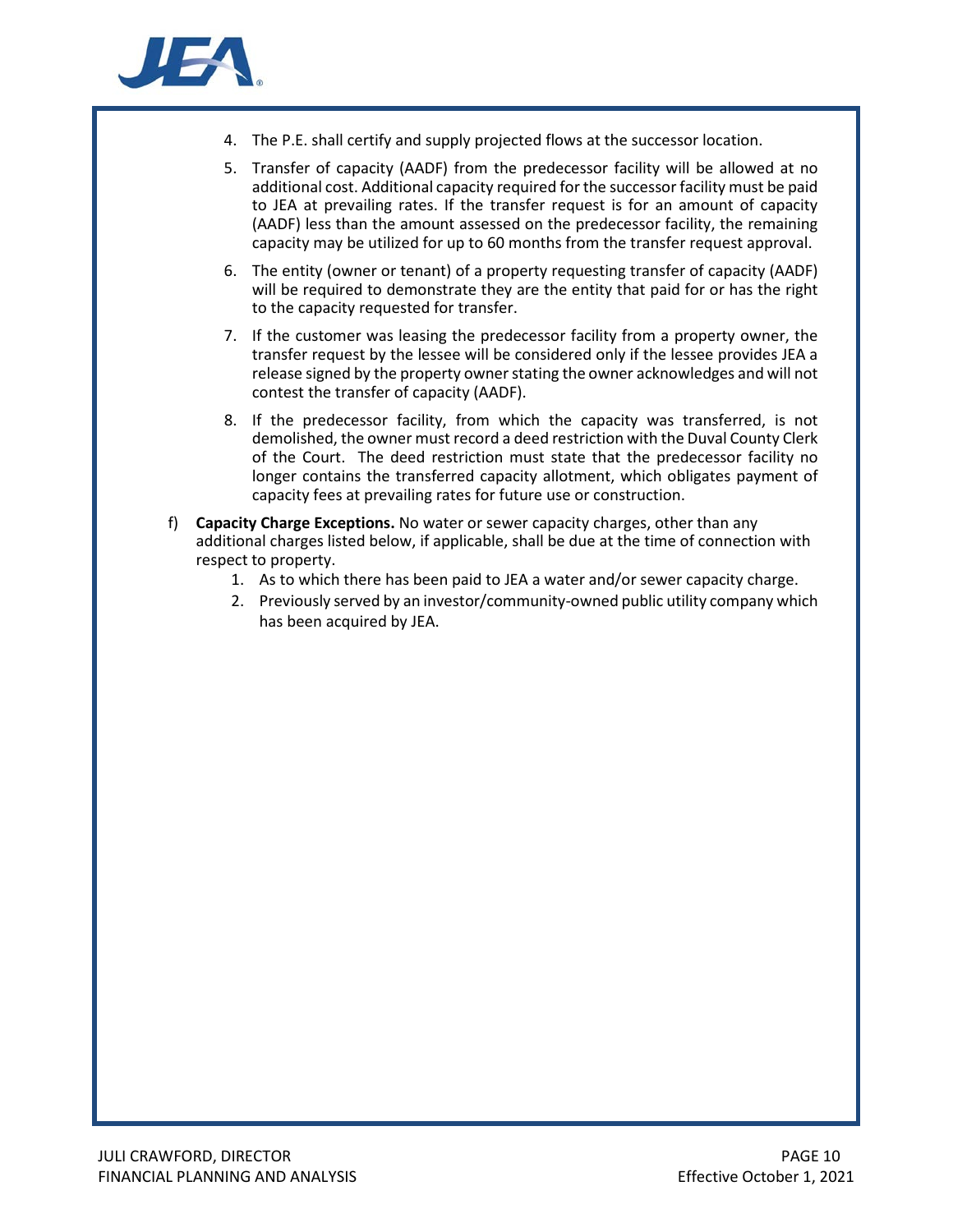4. The P.E. shall certify and supply projected flows at the successor location.
5. Transfer of capacity (AADF) from the predecessor facility will be allowed at no additional cost. Additional capacity required for the successor facility must be paid to JEA at prevailing rates. If the transfer request is for an amount of capacity (AADF) less than the amount assessed on the predecessor facility, the remaining capacity may be utilized for up to 60 months from the transfer request approval.
6. The entity (owner or tenant) of a property requesting transfer of capacity (AADF) will be required to demonstrate they are the entity that paid for or has the right to the capacity requested for transfer.
7. If the customer was leasing the predecessor facility from a property owner, the transfer request by the lessee will be considered only if the lessee provides JEA a release signed by the property owner stating the owner acknowledges and will not contest the transfer of capacity (AADF).
8. If the predecessor facility, from which the capacity was transferred, is not demolished, the owner must record a deed restriction with the Duval County Clerk of the Court. The deed restriction must state that the predecessor facility no longer contains the transferred capacity allotment, which obligates payment of capacity fees at prevailing rates for future use or construction.

f) **Capacity Charge Exceptions.** No water or sewer capacity charges, other than any additional charges listed below, if applicable, shall be due at the time of connection with respect to property.

1. As to which there has been paid to JEA a water and/or sewer capacity charge.
2. Previously served by an investor/community-owned public utility company which has been acquired by JEA.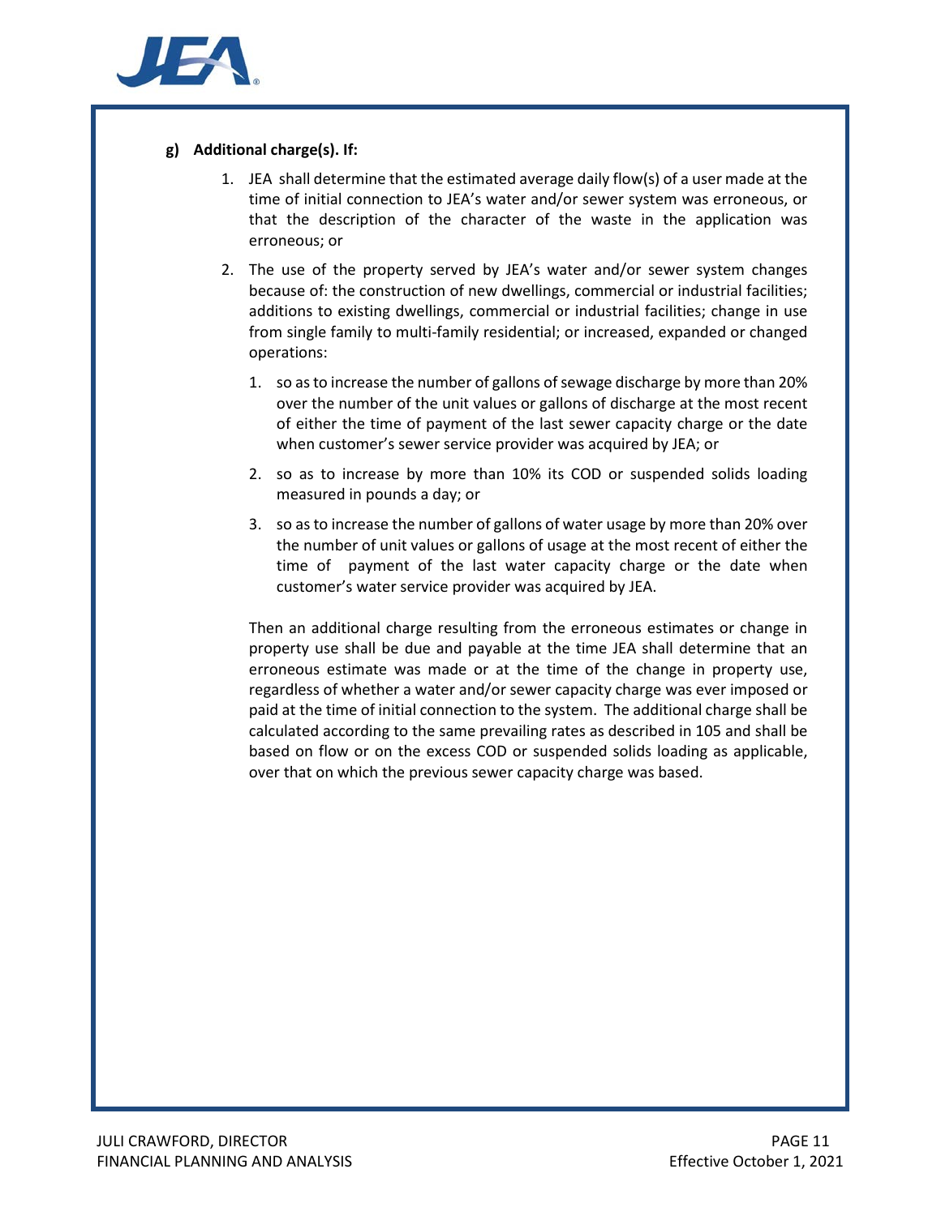**g) Additional charge(s). If:**

1. JEA shall determine that the estimated average daily flow(s) of a user made at the time of initial connection to JEA's water and/or sewer system was erroneous, or that the description of the character of the waste in the application was erroneous; or

2. The use of the property served by JEA's water and/or sewer system changes because of: the construction of new dwellings, commercial or industrial facilities; additions to existing dwellings, commercial or industrial facilities; change in use from single family to multi-family residential; or increased, expanded or changed operations:

    1. so as to increase the number of gallons of sewage discharge by more than 20% over the number of the unit values or gallons of discharge at the most recent of either the time of payment of the last sewer capacity charge or the date when customer's sewer service provider was acquired by JEA; or

    2. so as to increase by more than 10% its COD or suspended solids loading measured in pounds a day; or

    3. so as to increase the number of gallons of water usage by more than 20% over the number of unit values or gallons of usage at the most recent of either the time of payment of the last water capacity charge or the date when customer's water service provider was acquired by JEA.

    Then an additional charge resulting from the erroneous estimates or change in property use shall be due and payable at the time JEA shall determine that an erroneous estimate was made or at the time of the change in property use, regardless of whether a water and/or sewer capacity charge was ever imposed or paid at the time of initial connection to the system. The additional charge shall be calculated according to the same prevailing rates as described in 105 and shall be based on flow or on the excess COD or suspended solids loading as applicable, over that on which the previous sewer capacity charge was based.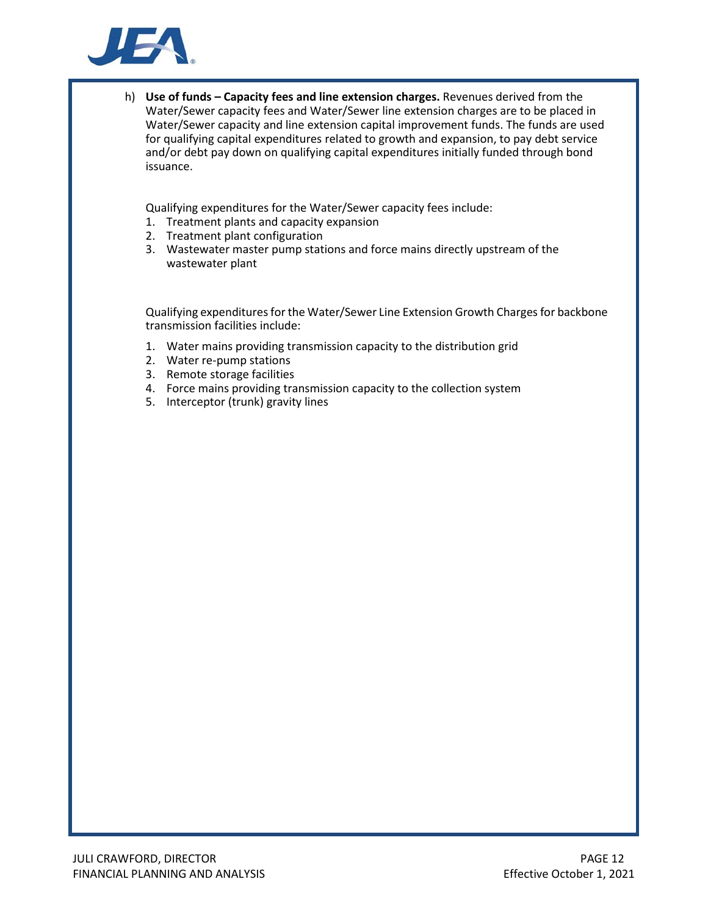h) **Use of funds – Capacity fees and line extension charges.** Revenues derived from the Water/Sewer capacity fees and Water/Sewer line extension charges are to be placed in Water/Sewer capacity and line extension capital improvement funds. The funds are used for qualifying capital expenditures related to growth and expansion, to pay debt service and/or debt pay down on qualifying capital expenditures initially funded through bond issuance.

Qualifying expenditures for the Water/Sewer capacity fees include:

1. Treatment plants and capacity expansion
2. Treatment plant configuration
3. Wastewater master pump stations and force mains directly upstream of the wastewater plant

Qualifying expenditures for the Water/Sewer Line Extension Growth Charges for backbone transmission facilities include:

1. Water mains providing transmission capacity to the distribution grid
2. Water re-pump stations
3. Remote storage facilities
4. Force mains providing transmission capacity to the collection system
5. Interceptor (trunk) gravity lines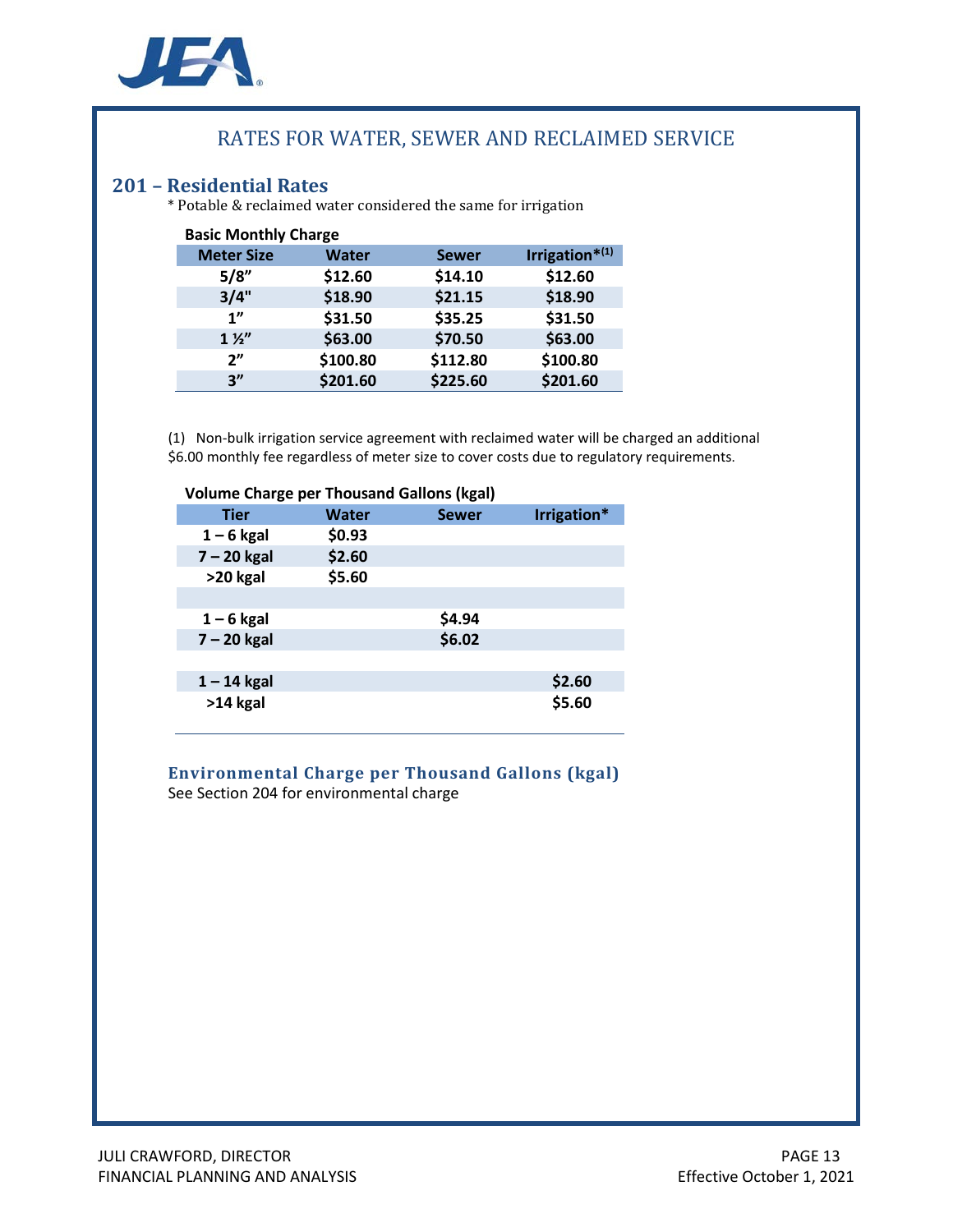# RATES FOR WATER, SEWER AND RECLAIMED SERVICE

## 201 – Residential Rates

* Potable & reclaimed water considered the same for irrigation

**Basic Monthly Charge**

| Meter Size | Water | Sewer | Irrigation*(1) |
|---|---|---|---|
| 5/8" | $12.60 | $14.10 | $12.60 |
| 3/4" | $18.90 | $21.15 | $18.90 |
| 1" | $31.50 | $35.25 | $31.50 |
| 1 ½" | $63.00 | $70.50 | $63.00 |
| 2" | $100.80 | $112.80 | $100.80 |
| 3" | $201.60 | $225.60 | $201.60 |

(1) Non-bulk irrigation service agreement with reclaimed water will be charged an additional $6.00 monthly fee regardless of meter size to cover costs due to regulatory requirements.

**Volume Charge per Thousand Gallons (kgal)**

| Tier | Water | Sewer | Irrigation* |
|---|---|---|---|
| 1 – 6 kgal | $0.93 | | |
| 7 – 20 kgal | $2.60 | | |
| >20 kgal | $5.60 | | |
| | | | |
| 1 – 6 kgal | | $4.94 | |
| 7 – 20 kgal | | $6.02 | |
| | | | |
| 1 – 14 kgal | | | $2.60 |
| >14 kgal | | | $5.60 |

### Environmental Charge per Thousand Gallons (kgal)

See Section 204 for environmental charge

JULI CRAWFORD, DIRECTOR
FINANCIAL PLANNING AND ANALYSIS

Effective October 1, 2021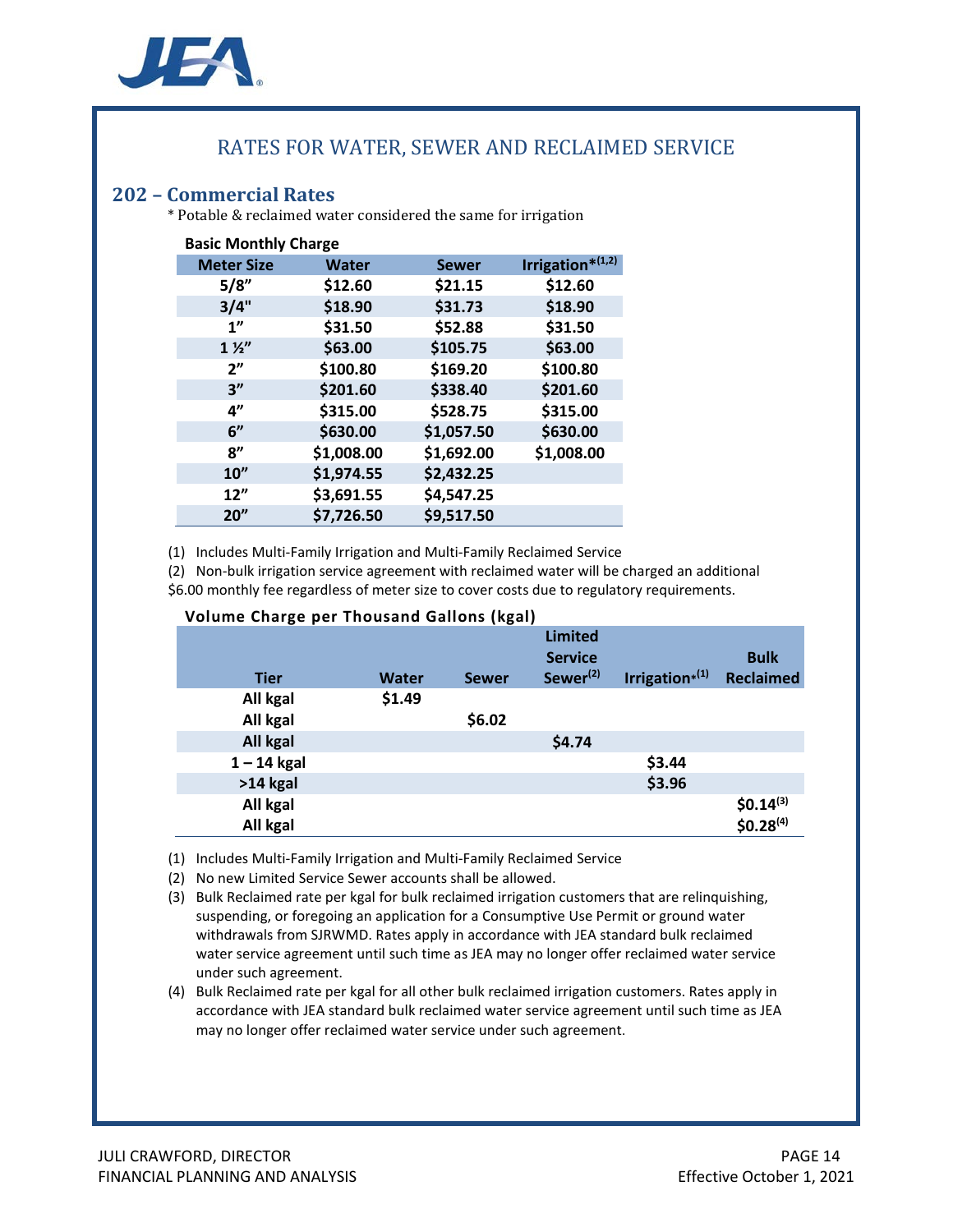# RATES FOR WATER, SEWER AND RECLAIMED SERVICE

## 202 – Commercial Rates

\* Potable & reclaimed water considered the same for irrigation

**Basic Monthly Charge**

| Meter Size | Water | Sewer | Irrigation*[1,2] |
|---|---|---|---|
| 5/8" | $12.60 | $21.15 | $12.60 |
| 3/4" | $18.90 | $31.73 | $18.90 |
| 1" | $31.50 | $52.88 | $31.50 |
| 1 ½" | $63.00 | $105.75 | $63.00 |
| 2" | $100.80 | $169.20 | $100.80 |
| 3" | $201.60 | $338.40 | $201.60 |
| 4" | $315.00 | $528.75 | $315.00 |
| 6" | $630.00 | $1,057.50 | $630.00 |
| 8" | $1,008.00 | $1,692.00 | $1,008.00 |
| 10" | $1,974.55 | $2,432.25 | |
| 12" | $3,691.55 | $4,547.25 | |
| 20" | $7,726.50 | $9,517.50 | |

(1) Includes Multi-Family Irrigation and Multi-Family Reclaimed Service

(2) Non-bulk irrigation service agreement with reclaimed water will be charged an additional $6.00 monthly fee regardless of meter size to cover costs due to regulatory requirements.

**Volume Charge per Thousand Gallons (kgal)**

| Tier | Water | Sewer | Limited Service Sewer[2] | Irrigation*[1] | Bulk Reclaimed |
|---|---|---|---|---|---|
| All kgal | $1.49 | | | | |
| All kgal | | $6.02 | | | |
| All kgal | | | $4.74 | | |
| 1 – 14 kgal | | | | $3.44 | |
| >14 kgal | | | | $3.96 | |
| All kgal | | | | | $0.14[3] |
| All kgal | | | | | $0.28[4] |

(1) Includes Multi-Family Irrigation and Multi-Family Reclaimed Service

(2) No new Limited Service Sewer accounts shall be allowed.

(3) Bulk Reclaimed rate per kgal for bulk reclaimed irrigation customers that are relinquishing, suspending, or foregoing an application for a Consumptive Use Permit or ground water withdrawals from SJRWMD. Rates apply in accordance with JEA standard bulk reclaimed water service agreement until such time as JEA may no longer offer reclaimed water service under such agreement.

(4) Bulk Reclaimed rate per kgal for all other bulk reclaimed irrigation customers. Rates apply in accordance with JEA standard bulk reclaimed water service agreement until such time as JEA may no longer offer reclaimed water service under such agreement.

JULI CRAWFORD, DIRECTOR
FINANCIAL PLANNING AND ANALYSIS

Effective October 1, 2021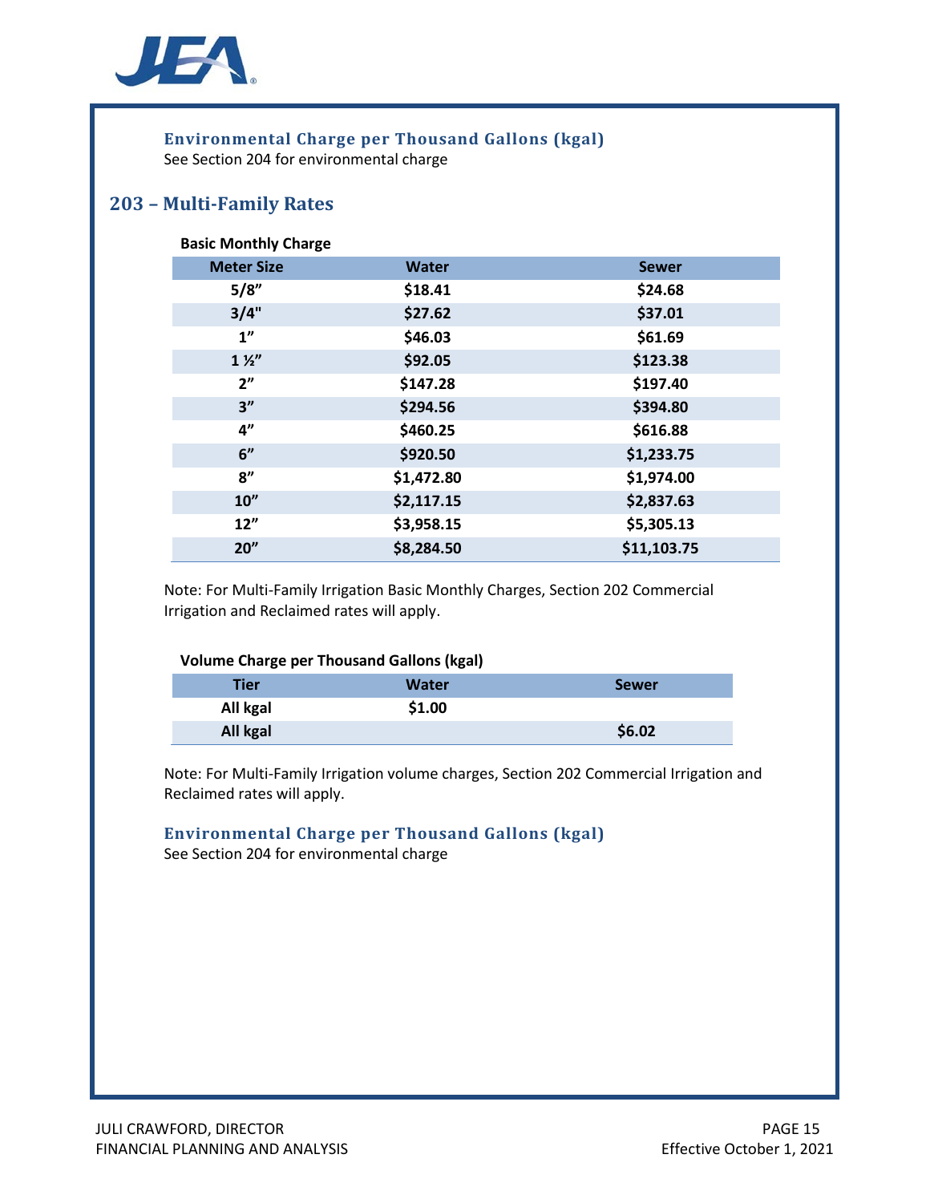### Environmental Charge per Thousand Gallons (kgal)

See Section 204 for environmental charge

## 203 – Multi-Family Rates

**Basic Monthly Charge**

| Meter Size | Water | Sewer |
|---|---|---|
| 5/8" | $18.41 | $24.68 |
| 3/4" | $27.62 | $37.01 |
| 1" | $46.03 | $61.69 |
| 1 ½" | $92.05 | $123.38 |
| 2" | $147.28 | $197.40 |
| 3" | $294.56 | $394.80 |
| 4" | $460.25 | $616.88 |
| 6" | $920.50 | $1,233.75 |
| 8" | $1,472.80 | $1,974.00 |
| 10" | $2,117.15 | $2,837.63 |
| 12" | $3,958.15 | $5,305.13 |
| 20" | $8,284.50 | $11,103.75 |

Note: For Multi-Family Irrigation Basic Monthly Charges, Section 202 Commercial Irrigation and Reclaimed rates will apply.

**Volume Charge per Thousand Gallons (kgal)**

| Tier | Water | Sewer |
|---|---|---|
| All kgal | $1.00 | |
| All kgal | | $6.02 |

Note: For Multi-Family Irrigation volume charges, Section 202 Commercial Irrigation and Reclaimed rates will apply.

### Environmental Charge per Thousand Gallons (kgal)

See Section 204 for environmental charge

JULI CRAWFORD, DIRECTOR
FINANCIAL PLANNING AND ANALYSIS

Effective October 1, 2021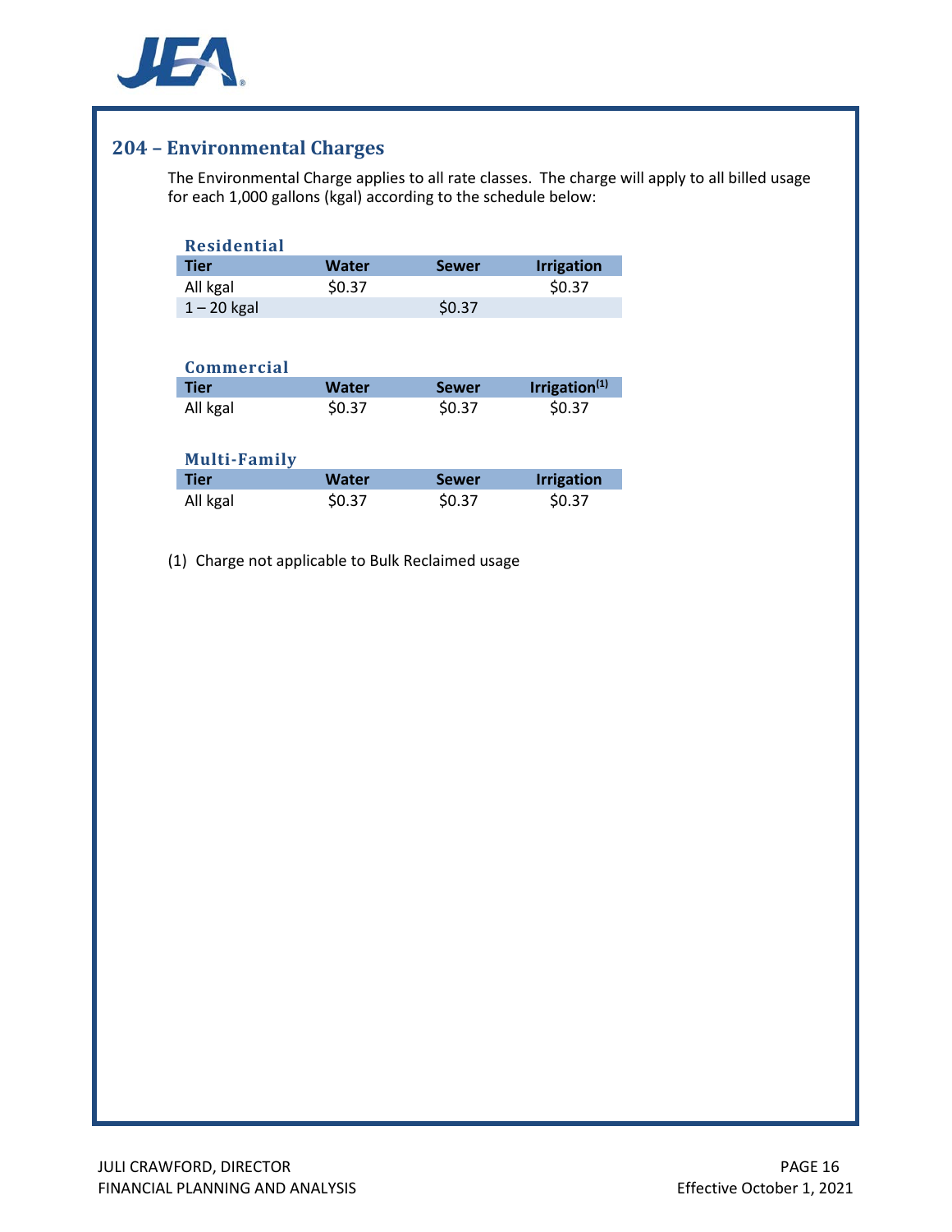## 204 – Environmental Charges

The Environmental Charge applies to all rate classes. The charge will apply to all billed usage for each 1,000 gallons (kgal) according to the schedule below:

### Residential

| Tier | Water | Sewer | Irrigation |
|---|---|---|---|
| All kgal | $0.37 | | $0.37 |
| 1 – 20 kgal | | $0.37 | |

### Commercial

| Tier | Water | Sewer | Irrigation[1] |
|---|---|---|---|
| All kgal | $0.37 | $0.37 | $0.37 |

### Multi-Family

| Tier | Water | Sewer | Irrigation |
|---|---|---|---|
| All kgal | $0.37 | $0.37 | $0.37 |

(1) Charge not applicable to Bulk Reclaimed usage

JULI CRAWFORD, DIRECTOR
FINANCIAL PLANNING AND ANALYSIS

Effective October 1, 2021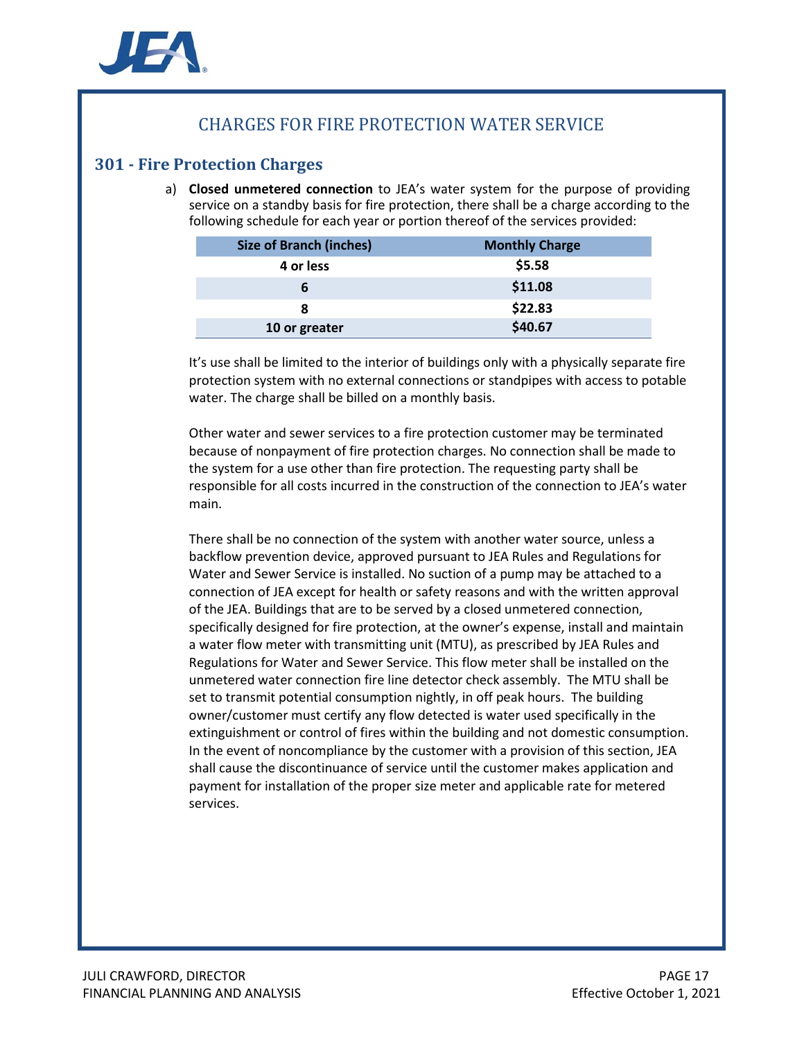## CHARGES FOR FIRE PROTECTION WATER SERVICE

### 301 - Fire Protection Charges

a) **Closed unmetered connection** to JEA's water system for the purpose of providing service on a standby basis for fire protection, there shall be a charge according to the following schedule for each year or portion thereof of the services provided:

| Size of Branch (inches) | Monthly Charge |
|---|---|
| **4 or less** | **$5.58** |
| **6** | **$11.08** |
| **8** | **$22.83** |
| **10 or greater** | **$40.67** |

It's use shall be limited to the interior of buildings only with a physically separate fire protection system with no external connections or standpipes with access to potable water. The charge shall be billed on a monthly basis.

Other water and sewer services to a fire protection customer may be terminated because of nonpayment of fire protection charges. No connection shall be made to the system for a use other than fire protection. The requesting party shall be responsible for all costs incurred in the construction of the connection to JEA's water main.

There shall be no connection of the system with another water source, unless a backflow prevention device, approved pursuant to JEA Rules and Regulations for Water and Sewer Service is installed. No suction of a pump may be attached to a connection of JEA except for health or safety reasons and with the written approval of the JEA. Buildings that are to be served by a closed unmetered connection, specifically designed for fire protection, at the owner's expense, install and maintain a water flow meter with transmitting unit (MTU), as prescribed by JEA Rules and Regulations for Water and Sewer Service. This flow meter shall be installed on the unmetered water connection fire line detector check assembly. The MTU shall be set to transmit potential consumption nightly, in off peak hours. The building owner/customer must certify any flow detected is water used specifically in the extinguishment or control of fires within the building and not domestic consumption. In the event of noncompliance by the customer with a provision of this section, JEA shall cause the discontinuance of service until the customer makes application and payment for installation of the proper size meter and applicable rate for metered services.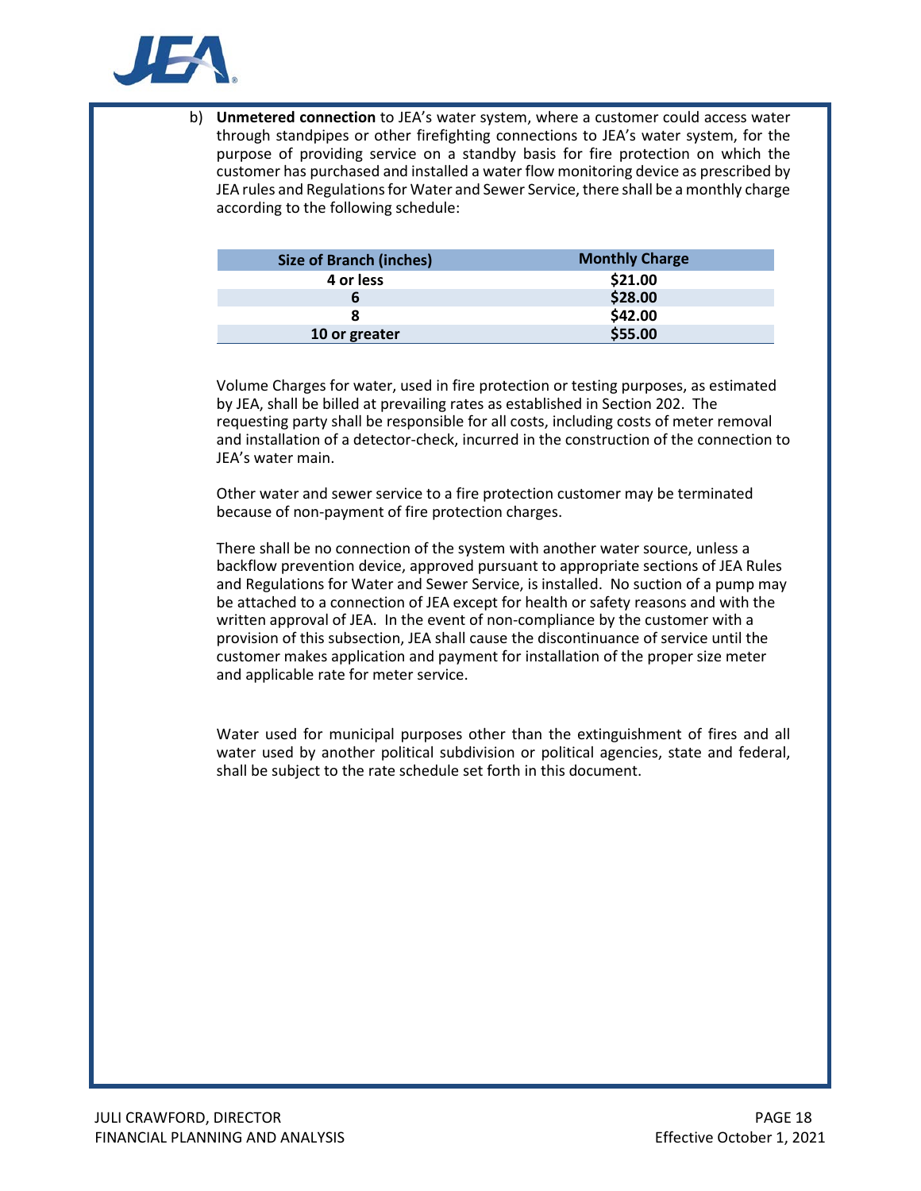b) **Unmetered connection** to JEA's water system, where a customer could access water through standpipes or other firefighting connections to JEA's water system, for the purpose of providing service on a standby basis for fire protection on which the customer has purchased and installed a water flow monitoring device as prescribed by JEA rules and Regulations for Water and Sewer Service, there shall be a monthly charge according to the following schedule:

| Size of Branch (inches) | Monthly Charge |
|---|---|
| **4 or less** | **$21.00** |
| **6** | **$28.00** |
| **8** | **$42.00** |
| **10 or greater** | **$55.00** |

Volume Charges for water, used in fire protection or testing purposes, as estimated by JEA, shall be billed at prevailing rates as established in Section 202. The requesting party shall be responsible for all costs, including costs of meter removal and installation of a detector-check, incurred in the construction of the connection to JEA's water main.

Other water and sewer service to a fire protection customer may be terminated because of non-payment of fire protection charges.

There shall be no connection of the system with another water source, unless a backflow prevention device, approved pursuant to appropriate sections of JEA Rules and Regulations for Water and Sewer Service, is installed. No suction of a pump may be attached to a connection of JEA except for health or safety reasons and with the written approval of JEA. In the event of non-compliance by the customer with a provision of this subsection, JEA shall cause the discontinuance of service until the customer makes application and payment for installation of the proper size meter and applicable rate for meter service.

Water used for municipal purposes other than the extinguishment of fires and all water used by another political subdivision or political agencies, state and federal, shall be subject to the rate schedule set forth in this document.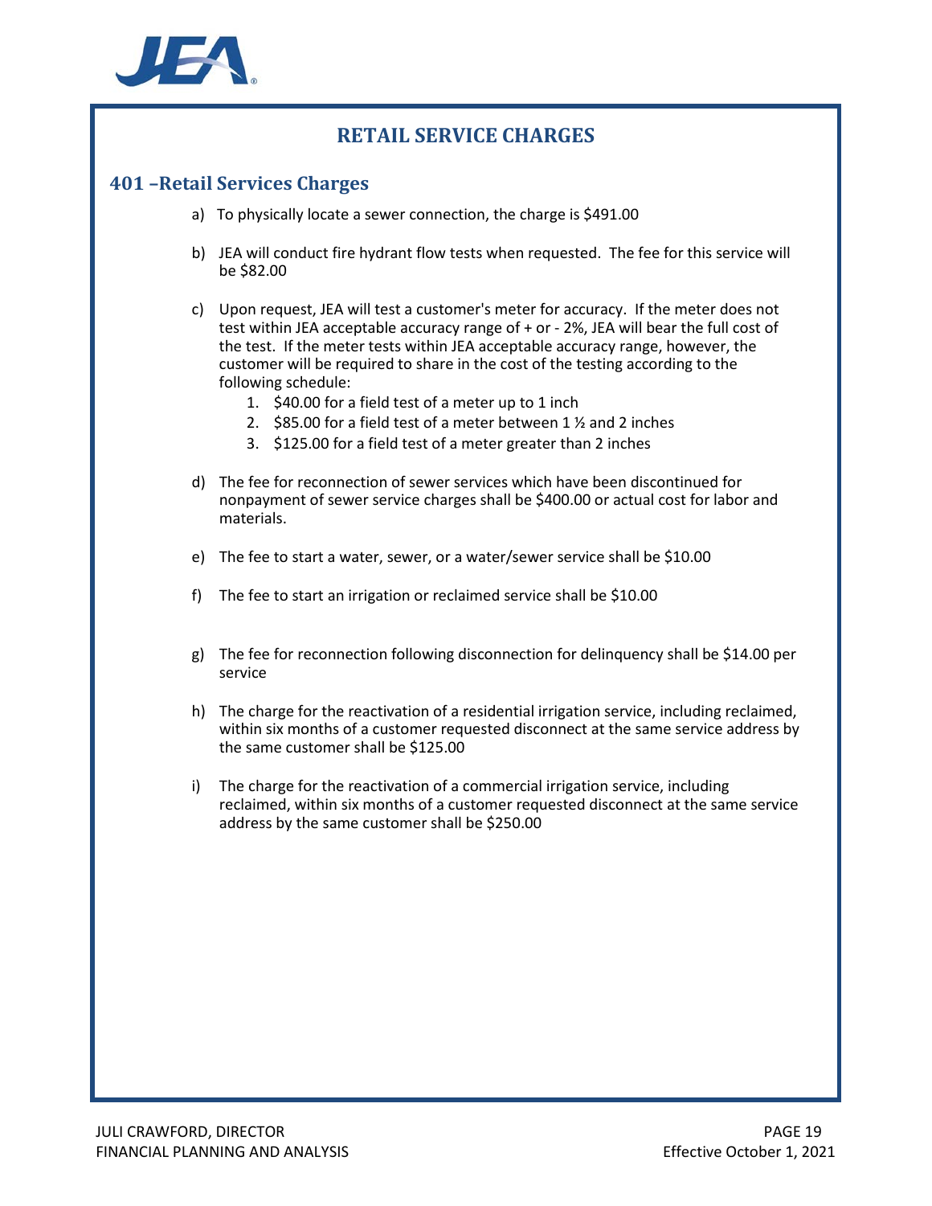# RETAIL SERVICE CHARGES

## 401 –Retail Services Charges

a) To physically locate a sewer connection, the charge is $491.00

b) JEA will conduct fire hydrant flow tests when requested. The fee for this service will be $82.00

c) Upon request, JEA will test a customer's meter for accuracy. If the meter does not test within JEA acceptable accuracy range of + or - 2%, JEA will bear the full cost of the test. If the meter tests within JEA acceptable accuracy range, however, the customer will be required to share in the cost of the testing according to the following schedule:
   1. $40.00 for a field test of a meter up to 1 inch
   2. $85.00 for a field test of a meter between 1 ½ and 2 inches
   3. $125.00 for a field test of a meter greater than 2 inches

d) The fee for reconnection of sewer services which have been discontinued for nonpayment of sewer service charges shall be $400.00 or actual cost for labor and materials.

e) The fee to start a water, sewer, or a water/sewer service shall be $10.00

f) The fee to start an irrigation or reclaimed service shall be $10.00

g) The fee for reconnection following disconnection for delinquency shall be $14.00 per service

h) The charge for the reactivation of a residential irrigation service, including reclaimed, within six months of a customer requested disconnect at the same service address by the same customer shall be $125.00

i) The charge for the reactivation of a commercial irrigation service, including reclaimed, within six months of a customer requested disconnect at the same service address by the same customer shall be $250.00

JULI CRAWFORD, DIRECTOR
FINANCIAL PLANNING AND ANALYSIS

Effective October 1, 2021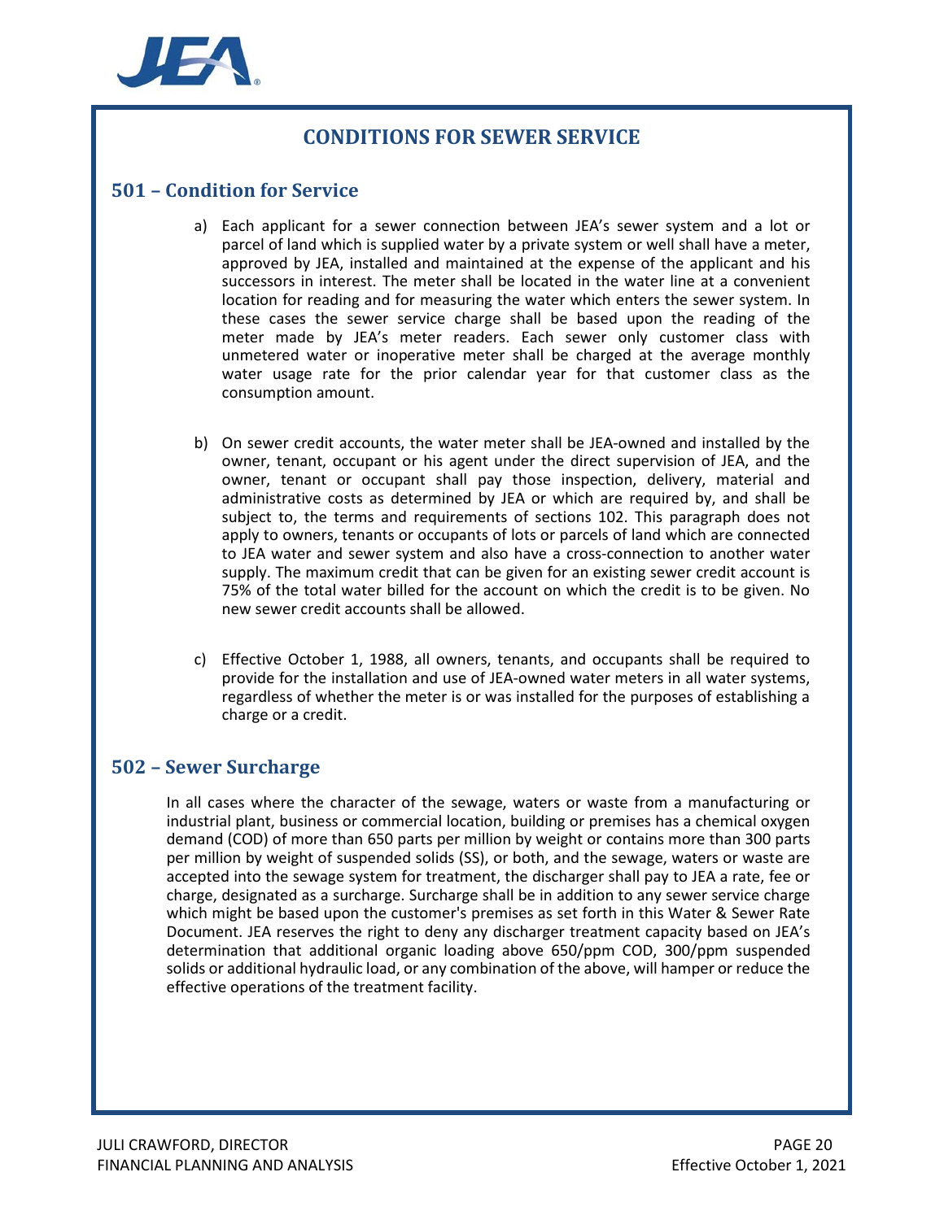# CONDITIONS FOR SEWER SERVICE

## 501 – Condition for Service

a) Each applicant for a sewer connection between JEA's sewer system and a lot or parcel of land which is supplied water by a private system or well shall have a meter, approved by JEA, installed and maintained at the expense of the applicant and his successors in interest. The meter shall be located in the water line at a convenient location for reading and for measuring the water which enters the sewer system. In these cases the sewer service charge shall be based upon the reading of the meter made by JEA's meter readers. Each sewer only customer class with unmetered water or inoperative meter shall be charged at the average monthly water usage rate for the prior calendar year for that customer class as the consumption amount.

b) On sewer credit accounts, the water meter shall be JEA-owned and installed by the owner, tenant, occupant or his agent under the direct supervision of JEA, and the owner, tenant or occupant shall pay those inspection, delivery, material and administrative costs as determined by JEA or which are required by, and shall be subject to, the terms and requirements of sections 102. This paragraph does not apply to owners, tenants or occupants of lots or parcels of land which are connected to JEA water and sewer system and also have a cross-connection to another water supply. The maximum credit that can be given for an existing sewer credit account is 75% of the total water billed for the account on which the credit is to be given. No new sewer credit accounts shall be allowed.

c) Effective October 1, 1988, all owners, tenants, and occupants shall be required to provide for the installation and use of JEA-owned water meters in all water systems, regardless of whether the meter is or was installed for the purposes of establishing a charge or a credit.

## 502 – Sewer Surcharge

In all cases where the character of the sewage, waters or waste from a manufacturing or industrial plant, business or commercial location, building or premises has a chemical oxygen demand (COD) of more than 650 parts per million by weight or contains more than 300 parts per million by weight of suspended solids (SS), or both, and the sewage, waters or waste are accepted into the sewage system for treatment, the discharger shall pay to JEA a rate, fee or charge, designated as a surcharge. Surcharge shall be in addition to any sewer service charge which might be based upon the customer's premises as set forth in this Water & Sewer Rate Document. JEA reserves the right to deny any discharger treatment capacity based on JEA's determination that additional organic loading above 650/ppm COD, 300/ppm suspended solids or additional hydraulic load, or any combination of the above, will hamper or reduce the effective operations of the treatment facility.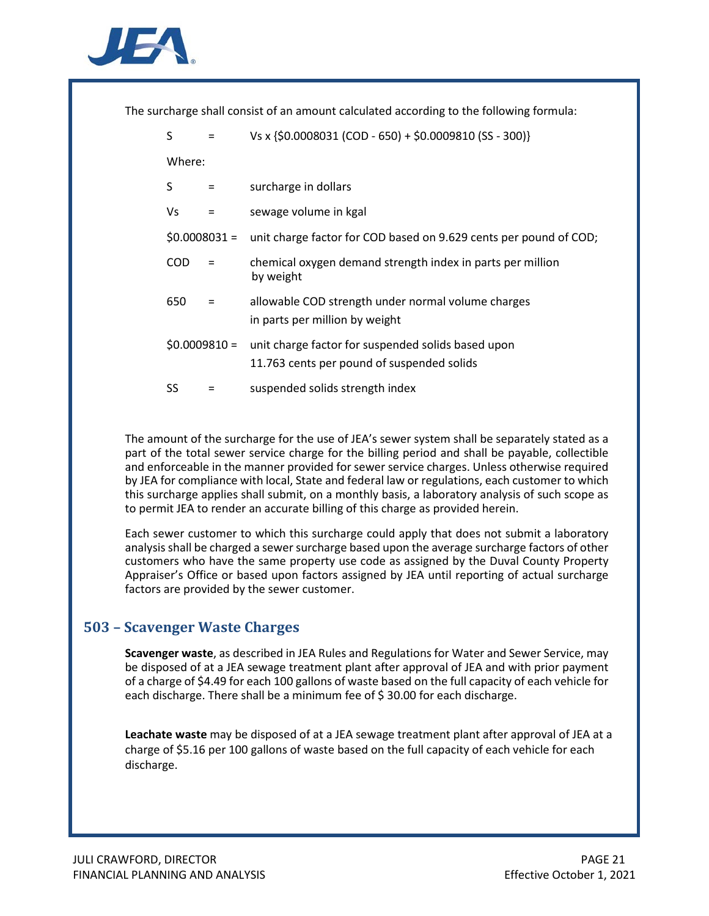The surcharge shall consist of an amount calculated according to the following formula:

$$S = Vs \times \{\$0.0008031\,(COD - 650) + \$0.0009810\,(SS - 300)\}$$

Where:

| | | |
|---|---|---|
| S | = | surcharge in dollars |
| Vs | = | sewage volume in kgal |
| $0.0008031 | = | unit charge factor for COD based on 9.629 cents per pound of COD; |
| COD | = | chemical oxygen demand strength index in parts per million by weight |
| 650 | = | allowable COD strength under normal volume charges in parts per million by weight |
| $0.0009810 | = | unit charge factor for suspended solids based upon 11.763 cents per pound of suspended solids |
| SS | = | suspended solids strength index |

The amount of the surcharge for the use of JEA's sewer system shall be separately stated as a part of the total sewer service charge for the billing period and shall be payable, collectible and enforceable in the manner provided for sewer service charges. Unless otherwise required by JEA for compliance with local, State and federal law or regulations, each customer to which this surcharge applies shall submit, on a monthly basis, a laboratory analysis of such scope as to permit JEA to render an accurate billing of this charge as provided herein.

Each sewer customer to which this surcharge could apply that does not submit a laboratory analysis shall be charged a sewer surcharge based upon the average surcharge factors of other customers who have the same property use code as assigned by the Duval County Property Appraiser's Office or based upon factors assigned by JEA until reporting of actual surcharge factors are provided by the sewer customer.

## 503 – Scavenger Waste Charges

**Scavenger waste**, as described in JEA Rules and Regulations for Water and Sewer Service, may be disposed of at a JEA sewage treatment plant after approval of JEA and with prior payment of a charge of $4.49 for each 100 gallons of waste based on the full capacity of each vehicle for each discharge. There shall be a minimum fee of $ 30.00 for each discharge.

**Leachate waste** may be disposed of at a JEA sewage treatment plant after approval of JEA at a charge of $5.16 per 100 gallons of waste based on the full capacity of each vehicle for each discharge.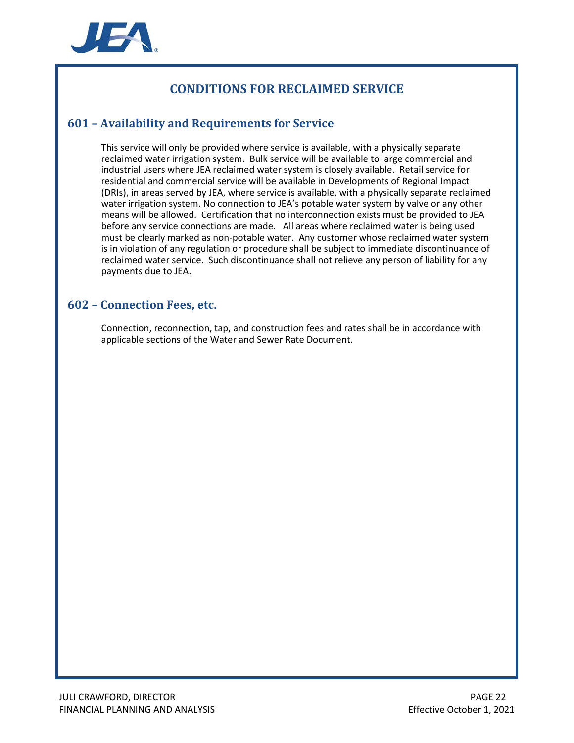# CONDITIONS FOR RECLAIMED SERVICE

## 601 – Availability and Requirements for Service

This service will only be provided where service is available, with a physically separate reclaimed water irrigation system. Bulk service will be available to large commercial and industrial users where JEA reclaimed water system is closely available. Retail service for residential and commercial service will be available in Developments of Regional Impact (DRIs), in areas served by JEA, where service is available, with a physically separate reclaimed water irrigation system. No connection to JEA's potable water system by valve or any other means will be allowed. Certification that no interconnection exists must be provided to JEA before any service connections are made. All areas where reclaimed water is being used must be clearly marked as non-potable water. Any customer whose reclaimed water system is in violation of any regulation or procedure shall be subject to immediate discontinuance of reclaimed water service. Such discontinuance shall not relieve any person of liability for any payments due to JEA.

## 602 – Connection Fees, etc.

Connection, reconnection, tap, and construction fees and rates shall be in accordance with applicable sections of the Water and Sewer Rate Document.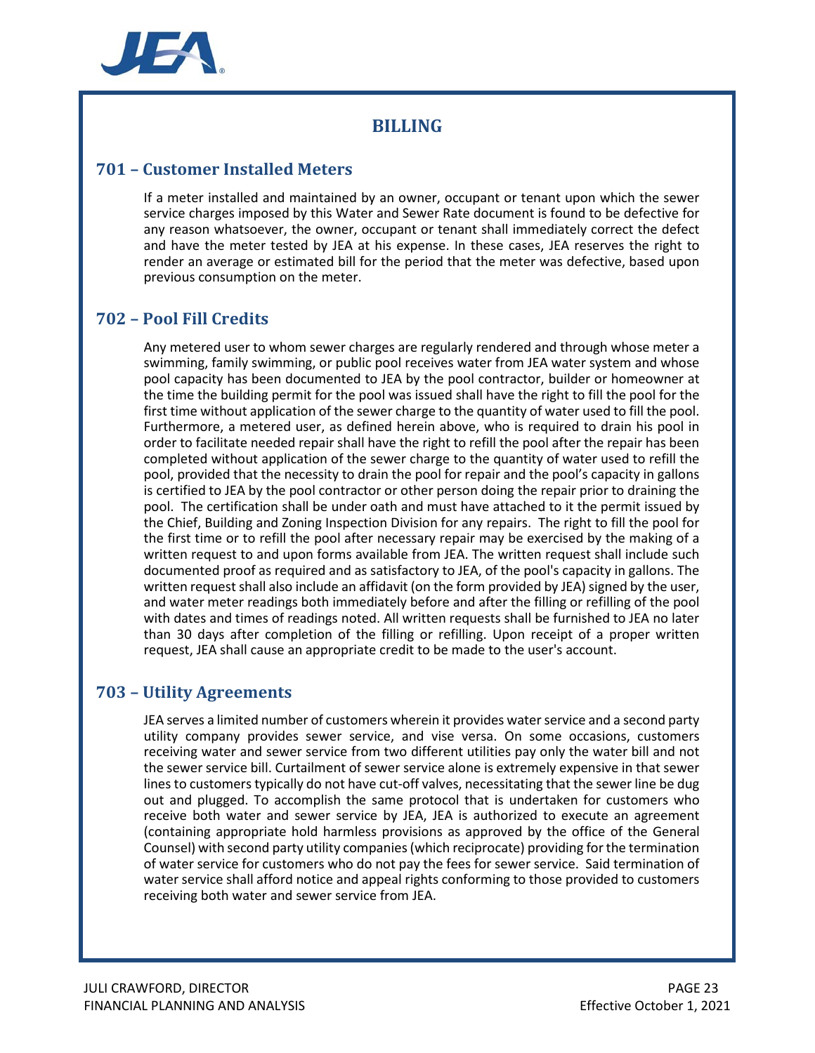# BILLING

## 701 – Customer Installed Meters

If a meter installed and maintained by an owner, occupant or tenant upon which the sewer service charges imposed by this Water and Sewer Rate document is found to be defective for any reason whatsoever, the owner, occupant or tenant shall immediately correct the defect and have the meter tested by JEA at his expense. In these cases, JEA reserves the right to render an average or estimated bill for the period that the meter was defective, based upon previous consumption on the meter.

## 702 – Pool Fill Credits

Any metered user to whom sewer charges are regularly rendered and through whose meter a swimming, family swimming, or public pool receives water from JEA water system and whose pool capacity has been documented to JEA by the pool contractor, builder or homeowner at the time the building permit for the pool was issued shall have the right to fill the pool for the first time without application of the sewer charge to the quantity of water used to fill the pool. Furthermore, a metered user, as defined herein above, who is required to drain his pool in order to facilitate needed repair shall have the right to refill the pool after the repair has been completed without application of the sewer charge to the quantity of water used to refill the pool, provided that the necessity to drain the pool for repair and the pool's capacity in gallons is certified to JEA by the pool contractor or other person doing the repair prior to draining the pool. The certification shall be under oath and must have attached to it the permit issued by the Chief, Building and Zoning Inspection Division for any repairs. The right to fill the pool for the first time or to refill the pool after necessary repair may be exercised by the making of a written request to and upon forms available from JEA. The written request shall include such documented proof as required and as satisfactory to JEA, of the pool's capacity in gallons. The written request shall also include an affidavit (on the form provided by JEA) signed by the user, and water meter readings both immediately before and after the filling or refilling of the pool with dates and times of readings noted. All written requests shall be furnished to JEA no later than 30 days after completion of the filling or refilling. Upon receipt of a proper written request, JEA shall cause an appropriate credit to be made to the user's account.

## 703 – Utility Agreements

JEA serves a limited number of customers wherein it provides water service and a second party utility company provides sewer service, and vise versa. On some occasions, customers receiving water and sewer service from two different utilities pay only the water bill and not the sewer service bill. Curtailment of sewer service alone is extremely expensive in that sewer lines to customers typically do not have cut-off valves, necessitating that the sewer line be dug out and plugged. To accomplish the same protocol that is undertaken for customers who receive both water and sewer service by JEA, JEA is authorized to execute an agreement (containing appropriate hold harmless provisions as approved by the office of the General Counsel) with second party utility companies (which reciprocate) providing for the termination of water service for customers who do not pay the fees for sewer service. Said termination of water service shall afford notice and appeal rights conforming to those provided to customers receiving both water and sewer service from JEA.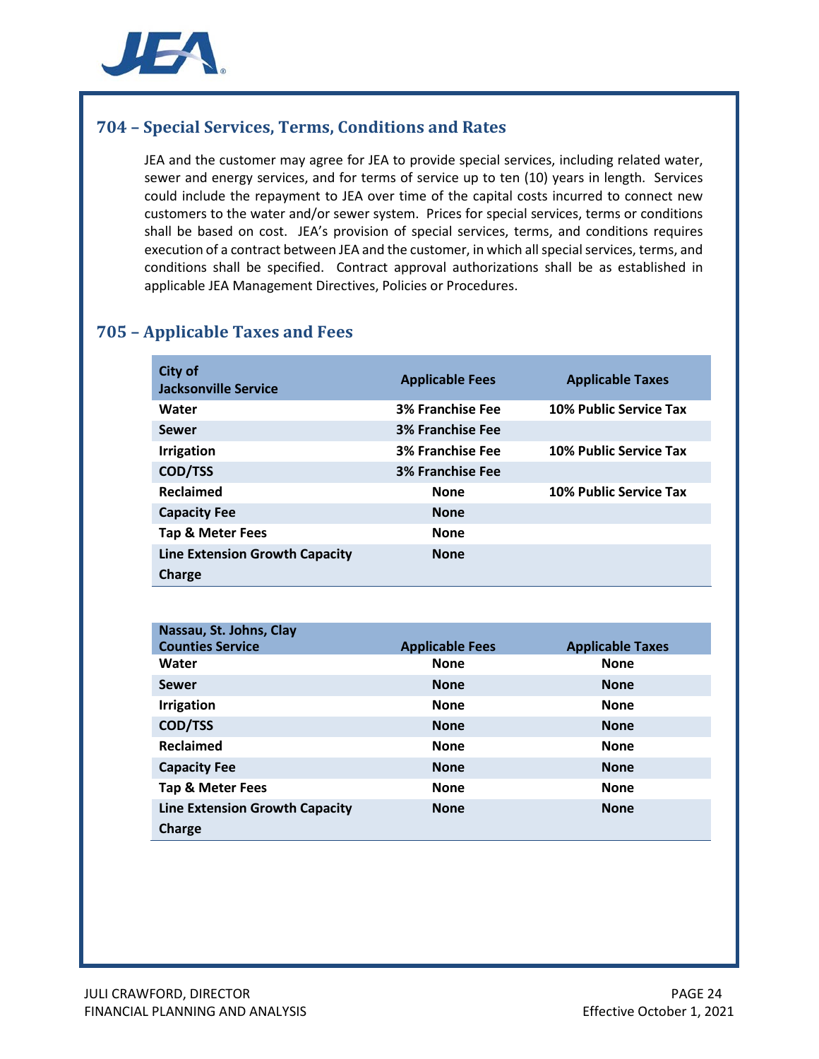## 704 – Special Services, Terms, Conditions and Rates

JEA and the customer may agree for JEA to provide special services, including related water, sewer and energy services, and for terms of service up to ten (10) years in length. Services could include the repayment to JEA over time of the capital costs incurred to connect new customers to the water and/or sewer system. Prices for special services, terms or conditions shall be based on cost. JEA's provision of special services, terms, and conditions requires execution of a contract between JEA and the customer, in which all special services, terms, and conditions shall be specified. Contract approval authorizations shall be as established in applicable JEA Management Directives, Policies or Procedures.

## 705 – Applicable Taxes and Fees

| City of Jacksonville Service | Applicable Fees | Applicable Taxes |
|---|---|---|
| **Water** | **3% Franchise Fee** | **10% Public Service Tax** |
| **Sewer** | **3% Franchise Fee** | |
| **Irrigation** | **3% Franchise Fee** | **10% Public Service Tax** |
| **COD/TSS** | **3% Franchise Fee** | |
| **Reclaimed** | **None** | **10% Public Service Tax** |
| **Capacity Fee** | **None** | |
| **Tap & Meter Fees** | **None** | |
| **Line Extension Growth Capacity Charge** | **None** | |

| Nassau, St. Johns, Clay Counties Service | Applicable Fees | Applicable Taxes |
|---|---|---|
| **Water** | **None** | **None** |
| **Sewer** | **None** | **None** |
| **Irrigation** | **None** | **None** |
| **COD/TSS** | **None** | **None** |
| **Reclaimed** | **None** | **None** |
| **Capacity Fee** | **None** | **None** |
| **Tap & Meter Fees** | **None** | **None** |
| **Line Extension Growth Capacity Charge** | **None** | **None** |